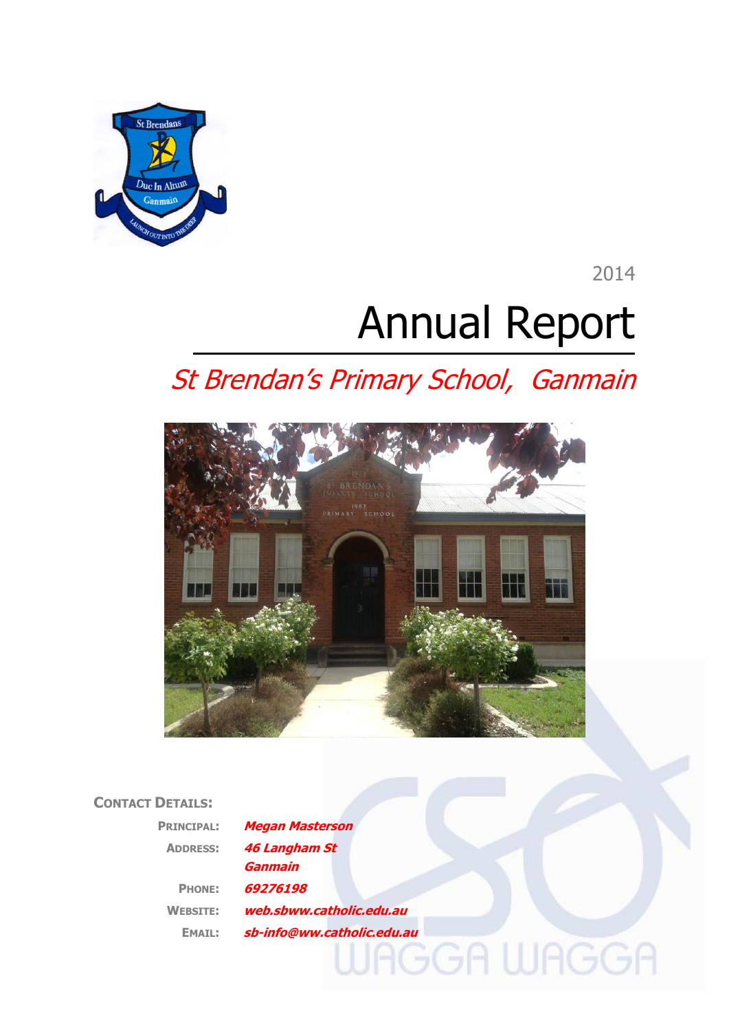2014

# Annual Report

## *St Brendan's Primary School, Ganmain*

**CONTACT DETAILS:**

| | |
|---|---|
| **PRINCIPAL:** | ***Megan Masterson*** |
| **ADDRESS:** | ***46 Langham St Ganmain*** |
| **PHONE:** | ***69276198*** |
| **WEBSITE:** | ***web.sbww.catholic.edu.au*** |
| **EMAIL:** | ***sb-info@ww.catholic.edu.au*** |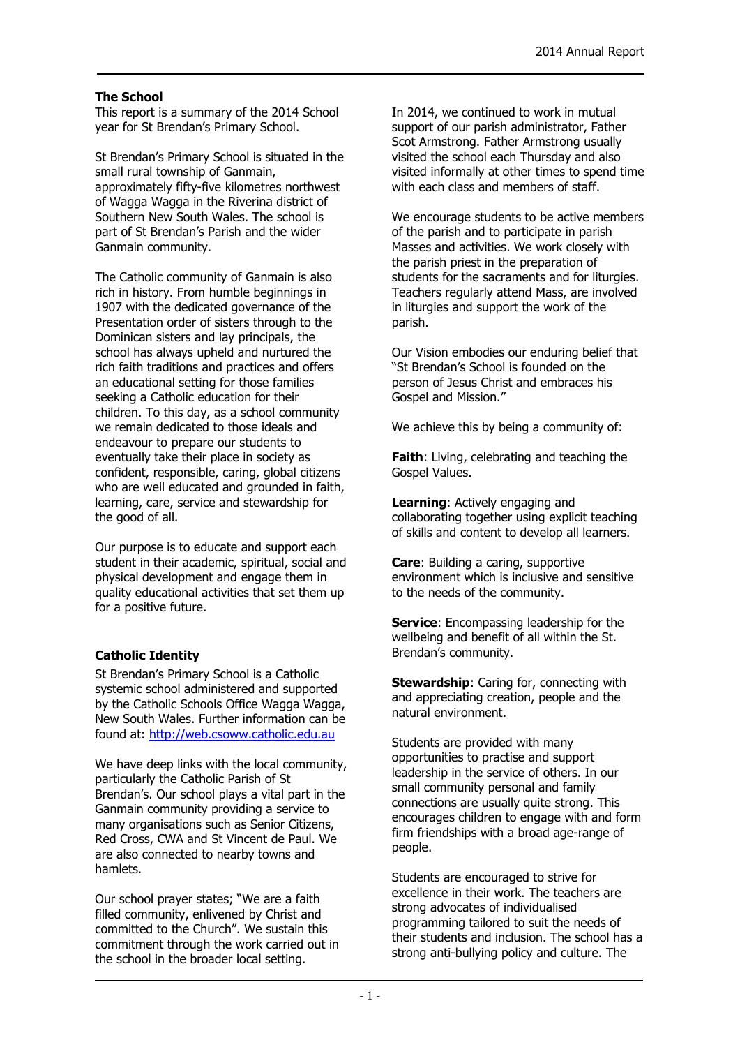## The School

This report is a summary of the 2014 School year for St Brendan's Primary School.

St Brendan's Primary School is situated in the small rural township of Ganmain, approximately fifty-five kilometres northwest of Wagga Wagga in the Riverina district of Southern New South Wales. The school is part of St Brendan's Parish and the wider Ganmain community.

The Catholic community of Ganmain is also rich in history. From humble beginnings in 1907 with the dedicated governance of the Presentation order of sisters through to the Dominican sisters and lay principals, the school has always upheld and nurtured the rich faith traditions and practices and offers an educational setting for those families seeking a Catholic education for their children. To this day, as a school community we remain dedicated to those ideals and endeavour to prepare our students to eventually take their place in society as confident, responsible, caring, global citizens who are well educated and grounded in faith, learning, care, service and stewardship for the good of all.

Our purpose is to educate and support each student in their academic, spiritual, social and physical development and engage them in quality educational activities that set them up for a positive future.

## Catholic Identity

St Brendan's Primary School is a Catholic systemic school administered and supported by the Catholic Schools Office Wagga Wagga, New South Wales. Further information can be found at: [http://web.csoww.catholic.edu.au](http://web.csoww.catholic.edu.au)

We have deep links with the local community, particularly the Catholic Parish of St Brendan's. Our school plays a vital part in the Ganmain community providing a service to many organisations such as Senior Citizens, Red Cross, CWA and St Vincent de Paul. We are also connected to nearby towns and hamlets.

Our school prayer states; "We are a faith filled community, enlivened by Christ and committed to the Church". We sustain this commitment through the work carried out in the school in the broader local setting.

In 2014, we continued to work in mutual support of our parish administrator, Father Scot Armstrong. Father Armstrong usually visited the school each Thursday and also visited informally at other times to spend time with each class and members of staff.

We encourage students to be active members of the parish and to participate in parish Masses and activities. We work closely with the parish priest in the preparation of students for the sacraments and for liturgies. Teachers regularly attend Mass, are involved in liturgies and support the work of the parish.

Our Vision embodies our enduring belief that "St Brendan's School is founded on the person of Jesus Christ and embraces his Gospel and Mission."

We achieve this by being a community of:

**Faith**: Living, celebrating and teaching the Gospel Values.

**Learning**: Actively engaging and collaborating together using explicit teaching of skills and content to develop all learners.

**Care**: Building a caring, supportive environment which is inclusive and sensitive to the needs of the community.

**Service**: Encompassing leadership for the wellbeing and benefit of all within the St. Brendan's community.

**Stewardship**: Caring for, connecting with and appreciating creation, people and the natural environment.

Students are provided with many opportunities to practise and support leadership in the service of others. In our small community personal and family connections are usually quite strong. This encourages children to engage with and form firm friendships with a broad age-range of people.

Students are encouraged to strive for excellence in their work. The teachers are strong advocates of individualised programming tailored to suit the needs of their students and inclusion. The school has a strong anti-bullying policy and culture. The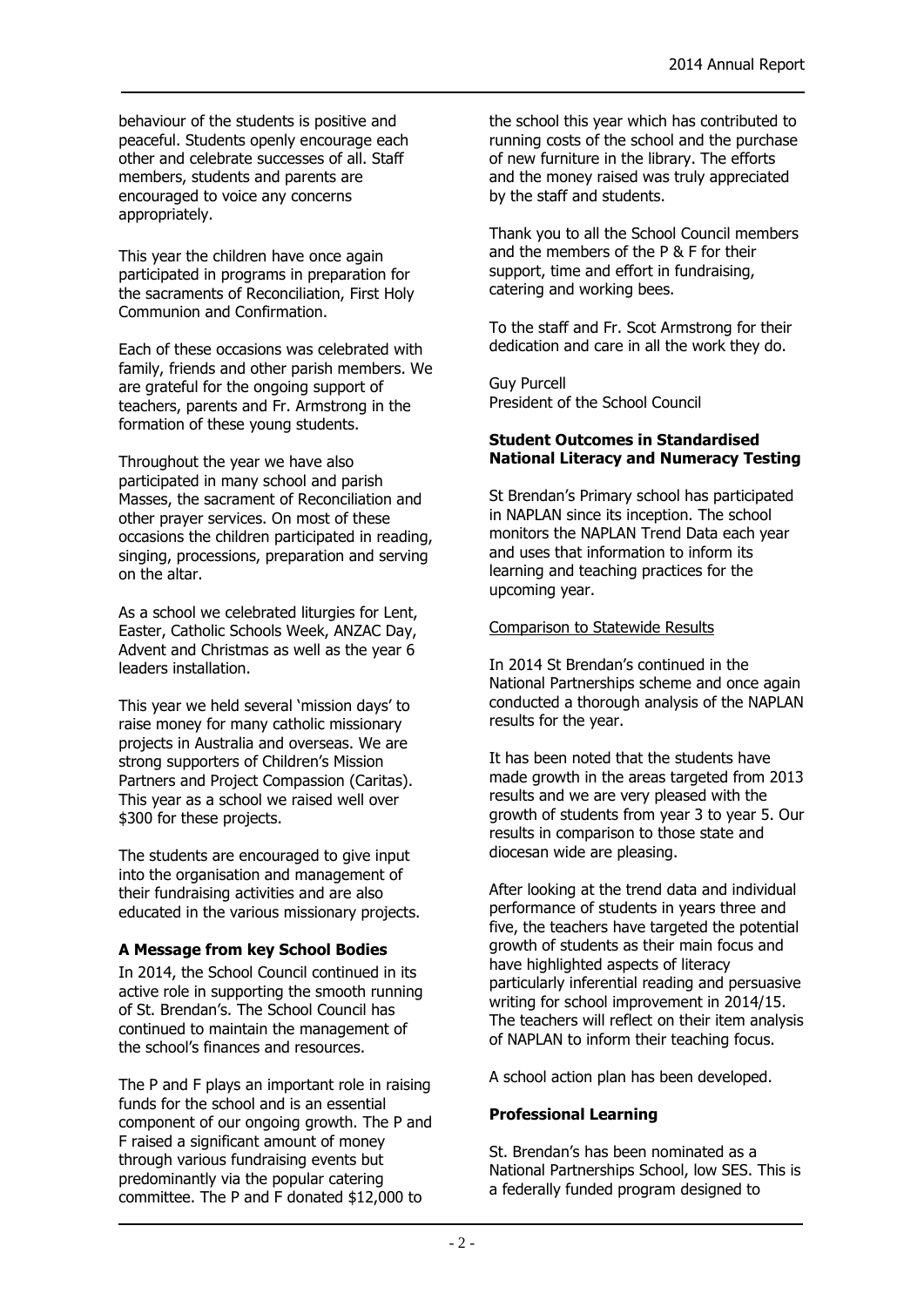behaviour of the students is positive and peaceful. Students openly encourage each other and celebrate successes of all. Staff members, students and parents are encouraged to voice any concerns appropriately.

This year the children have once again participated in programs in preparation for the sacraments of Reconciliation, First Holy Communion and Confirmation.

Each of these occasions was celebrated with family, friends and other parish members. We are grateful for the ongoing support of teachers, parents and Fr. Armstrong in the formation of these young students.

Throughout the year we have also participated in many school and parish Masses, the sacrament of Reconciliation and other prayer services. On most of these occasions the children participated in reading, singing, processions, preparation and serving on the altar.

As a school we celebrated liturgies for Lent, Easter, Catholic Schools Week, ANZAC Day, Advent and Christmas as well as the year 6 leaders installation.

This year we held several 'mission days' to raise money for many catholic missionary projects in Australia and overseas. We are strong supporters of Children's Mission Partners and Project Compassion (Caritas). This year as a school we raised well over $300 for these projects.

The students are encouraged to give input into the organisation and management of their fundraising activities and are also educated in the various missionary projects.

### A Message from key School Bodies

In 2014, the School Council continued in its active role in supporting the smooth running of St. Brendan's. The School Council has continued to maintain the management of the school's finances and resources.

The P and F plays an important role in raising funds for the school and is an essential component of our ongoing growth. The P and F raised a significant amount of money through various fundraising events but predominantly via the popular catering committee. The P and F donated $12,000 to the school this year which has contributed to running costs of the school and the purchase of new furniture in the library. The efforts and the money raised was truly appreciated by the staff and students.

Thank you to all the School Council members and the members of the P & F for their support, time and effort in fundraising, catering and working bees.

To the staff and Fr. Scot Armstrong for their dedication and care in all the work they do.

Guy Purcell
President of the School Council

### Student Outcomes in Standardised National Literacy and Numeracy Testing

St Brendan's Primary school has participated in NAPLAN since its inception. The school monitors the NAPLAN Trend Data each year and uses that information to inform its learning and teaching practices for the upcoming year.

Comparison to Statewide Results

In 2014 St Brendan's continued in the National Partnerships scheme and once again conducted a thorough analysis of the NAPLAN results for the year.

It has been noted that the students have made growth in the areas targeted from 2013 results and we are very pleased with the growth of students from year 3 to year 5. Our results in comparison to those state and diocesan wide are pleasing.

After looking at the trend data and individual performance of students in years three and five, the teachers have targeted the potential growth of students as their main focus and have highlighted aspects of literacy particularly inferential reading and persuasive writing for school improvement in 2014/15. The teachers will reflect on their item analysis of NAPLAN to inform their teaching focus.

A school action plan has been developed.

### Professional Learning

St. Brendan's has been nominated as a National Partnerships School, low SES. This is a federally funded program designed to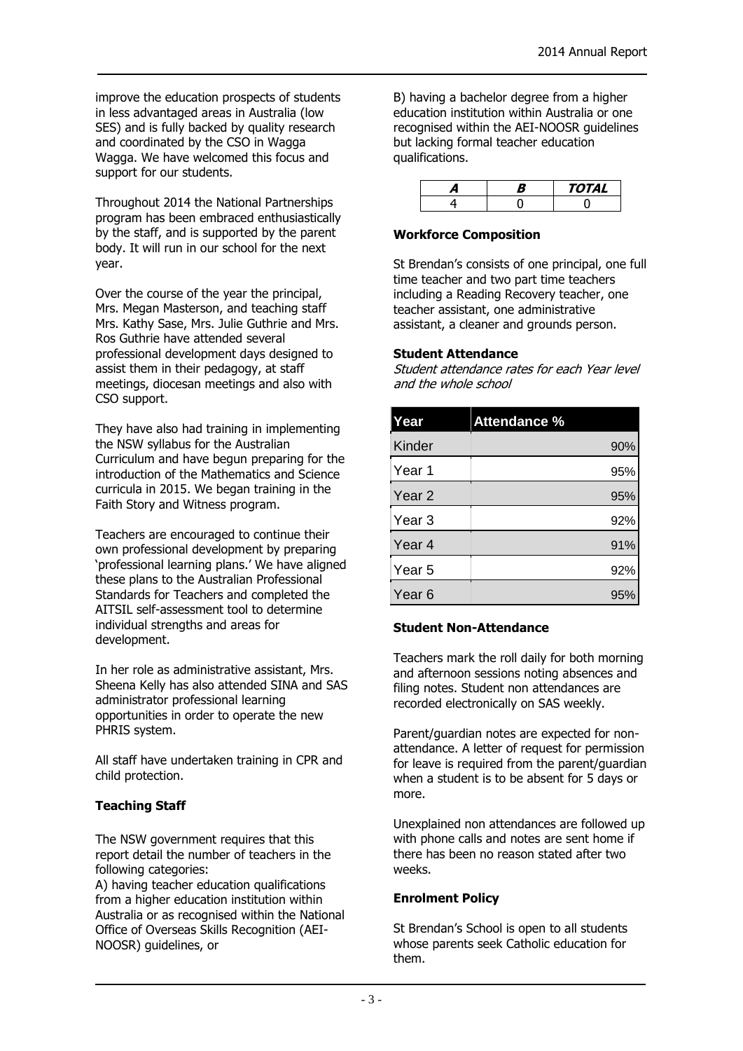improve the education prospects of students in less advantaged areas in Australia (low SES) and is fully backed by quality research and coordinated by the CSO in Wagga Wagga. We have welcomed this focus and support for our students.

Throughout 2014 the National Partnerships program has been embraced enthusiastically by the staff, and is supported by the parent body. It will run in our school for the next year.

Over the course of the year the principal, Mrs. Megan Masterson, and teaching staff Mrs. Kathy Sase, Mrs. Julie Guthrie and Mrs. Ros Guthrie have attended several professional development days designed to assist them in their pedagogy, at staff meetings, diocesan meetings and also with CSO support.

They have also had training in implementing the NSW syllabus for the Australian Curriculum and have begun preparing for the introduction of the Mathematics and Science curricula in 2015. We began training in the Faith Story and Witness program.

Teachers are encouraged to continue their own professional development by preparing 'professional learning plans.' We have aligned these plans to the Australian Professional Standards for Teachers and completed the AITSIL self-assessment tool to determine individual strengths and areas for development.

In her role as administrative assistant, Mrs. Sheena Kelly has also attended SINA and SAS administrator professional learning opportunities in order to operate the new PHRIS system.

All staff have undertaken training in CPR and child protection.

### Teaching Staff

The NSW government requires that this report detail the number of teachers in the following categories:

A) having teacher education qualifications from a higher education institution within Australia or as recognised within the National Office of Overseas Skills Recognition (AEI-NOOSR) guidelines, or

B) having a bachelor degree from a higher education institution within Australia or one recognised within the AEI-NOOSR guidelines but lacking formal teacher education qualifications.

| ***A*** | ***B*** | ***TOTAL*** |
|---|---|---|
| 4 | 0 | 0 |

### Workforce Composition

St Brendan's consists of one principal, one full time teacher and two part time teachers including a Reading Recovery teacher, one teacher assistant, one administrative assistant, a cleaner and grounds person.

### Student Attendance

*Student attendance rates for each Year level and the whole school*

| Year | Attendance % |
|---|---|
| Kinder | 90% |
| Year 1 | 95% |
| Year 2 | 95% |
| Year 3 | 92% |
| Year 4 | 91% |
| Year 5 | 92% |
| Year 6 | 95% |

### Student Non-Attendance

Teachers mark the roll daily for both morning and afternoon sessions noting absences and filing notes. Student non attendances are recorded electronically on SAS weekly.

Parent/guardian notes are expected for non-attendance. A letter of request for permission for leave is required from the parent/guardian when a student is to be absent for 5 days or more.

Unexplained non attendances are followed up with phone calls and notes are sent home if there has been no reason stated after two weeks.

### Enrolment Policy

St Brendan's School is open to all students whose parents seek Catholic education for them.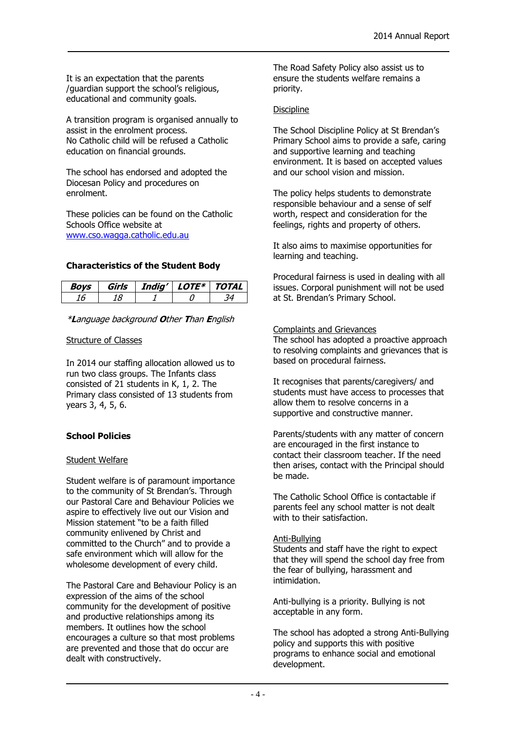It is an expectation that the parents /guardian support the school's religious, educational and community goals.

A transition program is organised annually to assist in the enrolment process.
No Catholic child will be refused a Catholic education on financial grounds.

The school has endorsed and adopted the Diocesan Policy and procedures on enrolment.

These policies can be found on the Catholic Schools Office website at [www.cso.wagga.catholic.edu.au](http://www.cso.wagga.catholic.edu.au)

**Characteristics of the Student Body**

| ***Boys*** | ***Girls*** | ***Indig'*** | ***LOTE**** | ***TOTAL*** |
|---|---|---|---|---|
| *16* | *18* | *1* | *0* | *34* |

**L**anguage background **O**ther **T**han **E**nglish (*)

Structure of Classes

In 2014 our staffing allocation allowed us to run two class groups. The Infants class consisted of 21 students in K, 1, 2. The Primary class consisted of 13 students from years 3, 4, 5, 6.

**School Policies**

Student Welfare

Student welfare is of paramount importance to the community of St Brendan's. Through our Pastoral Care and Behaviour Policies we aspire to effectively live out our Vision and Mission statement "to be a faith filled community enlivened by Christ and committed to the Church" and to provide a safe environment which will allow for the wholesome development of every child.

The Pastoral Care and Behaviour Policy is an expression of the aims of the school community for the development of positive and productive relationships among its members. It outlines how the school encourages a culture so that most problems are prevented and those that do occur are dealt with constructively.

The Road Safety Policy also assist us to ensure the students welfare remains a priority.

Discipline

The School Discipline Policy at St Brendan's Primary School aims to provide a safe, caring and supportive learning and teaching environment. It is based on accepted values and our school vision and mission.

The policy helps students to demonstrate responsible behaviour and a sense of self worth, respect and consideration for the feelings, rights and property of others.

It also aims to maximise opportunities for learning and teaching.

Procedural fairness is used in dealing with all issues. Corporal punishment will not be used at St. Brendan's Primary School.

Complaints and Grievances

The school has adopted a proactive approach to resolving complaints and grievances that is based on procedural fairness.

It recognises that parents/caregivers/ and students must have access to processes that allow them to resolve concerns in a supportive and constructive manner.

Parents/students with any matter of concern are encouraged in the first instance to contact their classroom teacher. If the need then arises, contact with the Principal should be made.

The Catholic School Office is contactable if parents feel any school matter is not dealt with to their satisfaction.

Anti-Bullying

Students and staff have the right to expect that they will spend the school day free from the fear of bullying, harassment and intimidation.

Anti-bullying is a priority. Bullying is not acceptable in any form.

The school has adopted a strong Anti-Bullying policy and supports this with positive programs to enhance social and emotional development.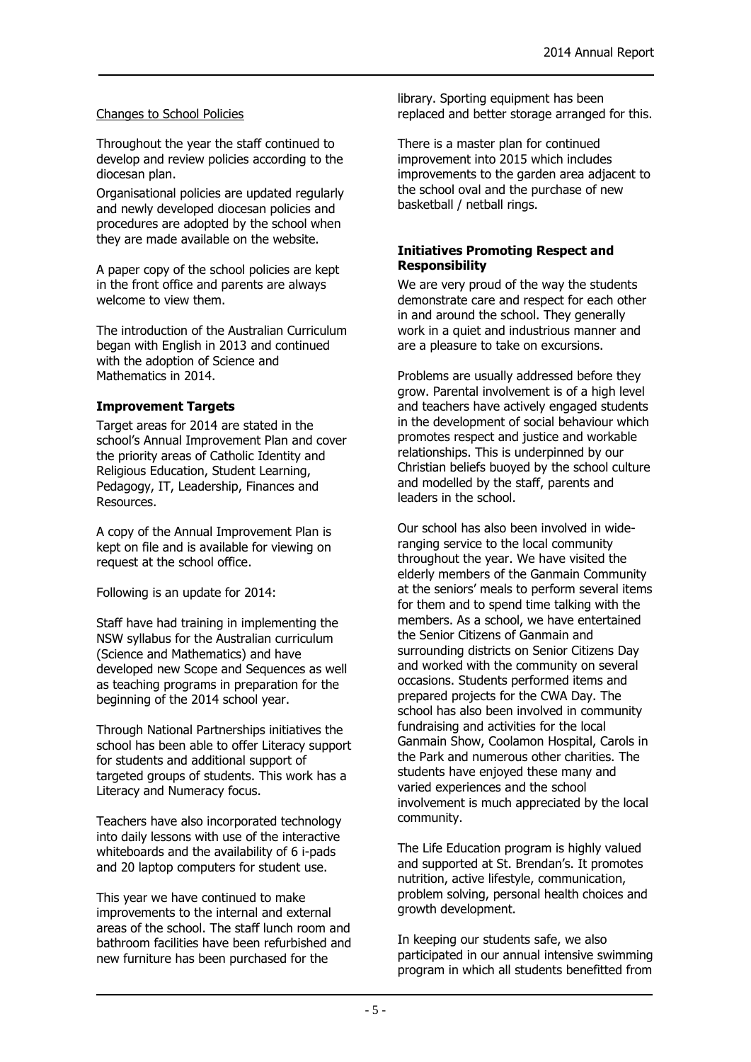Changes to School Policies

Throughout the year the staff continued to develop and review policies according to the diocesan plan.

Organisational policies are updated regularly and newly developed diocesan policies and procedures are adopted by the school when they are made available on the website.

A paper copy of the school policies are kept in the front office and parents are always welcome to view them.

The introduction of the Australian Curriculum began with English in 2013 and continued with the adoption of Science and Mathematics in 2014.

### Improvement Targets

Target areas for 2014 are stated in the school's Annual Improvement Plan and cover the priority areas of Catholic Identity and Religious Education, Student Learning, Pedagogy, IT, Leadership, Finances and Resources.

A copy of the Annual Improvement Plan is kept on file and is available for viewing on request at the school office.

Following is an update for 2014:

Staff have had training in implementing the NSW syllabus for the Australian curriculum (Science and Mathematics) and have developed new Scope and Sequences as well as teaching programs in preparation for the beginning of the 2014 school year.

Through National Partnerships initiatives the school has been able to offer Literacy support for students and additional support of targeted groups of students. This work has a Literacy and Numeracy focus.

Teachers have also incorporated technology into daily lessons with use of the interactive whiteboards and the availability of 6 i-pads and 20 laptop computers for student use.

This year we have continued to make improvements to the internal and external areas of the school. The staff lunch room and bathroom facilities have been refurbished and new furniture has been purchased for the library. Sporting equipment has been replaced and better storage arranged for this.

There is a master plan for continued improvement into 2015 which includes improvements to the garden area adjacent to the school oval and the purchase of new basketball / netball rings.

### Initiatives Promoting Respect and Responsibility

We are very proud of the way the students demonstrate care and respect for each other in and around the school. They generally work in a quiet and industrious manner and are a pleasure to take on excursions.

Problems are usually addressed before they grow. Parental involvement is of a high level and teachers have actively engaged students in the development of social behaviour which promotes respect and justice and workable relationships. This is underpinned by our Christian beliefs buoyed by the school culture and modelled by the staff, parents and leaders in the school.

Our school has also been involved in wide-ranging service to the local community throughout the year. We have visited the elderly members of the Ganmain Community at the seniors' meals to perform several items for them and to spend time talking with the members. As a school, we have entertained the Senior Citizens of Ganmain and surrounding districts on Senior Citizens Day and worked with the community on several occasions. Students performed items and prepared projects for the CWA Day. The school has also been involved in community fundraising and activities for the local Ganmain Show, Coolamon Hospital, Carols in the Park and numerous other charities. The students have enjoyed these many and varied experiences and the school involvement is much appreciated by the local community.

The Life Education program is highly valued and supported at St. Brendan's. It promotes nutrition, active lifestyle, communication, problem solving, personal health choices and growth development.

In keeping our students safe, we also participated in our annual intensive swimming program in which all students benefitted from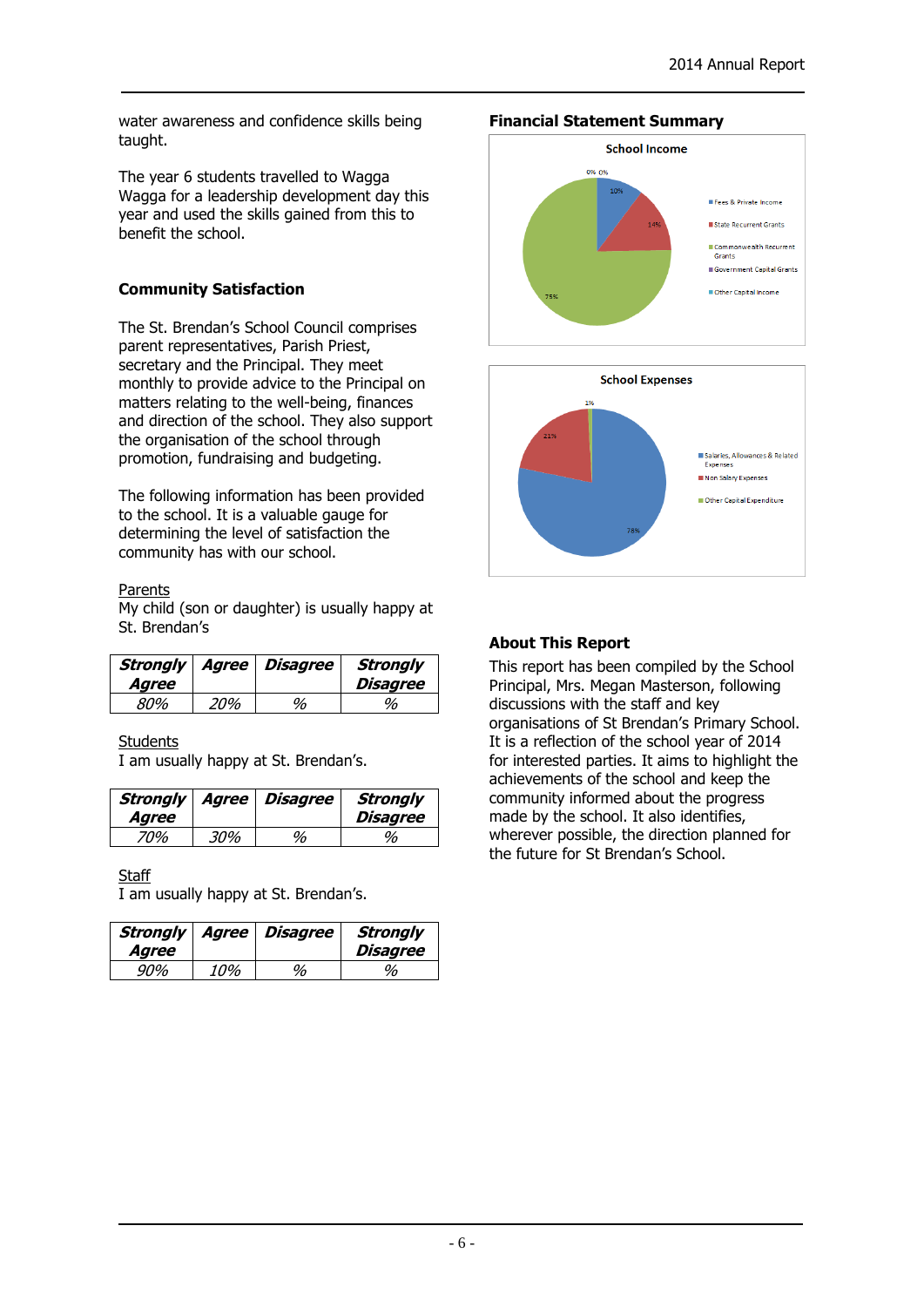water awareness and confidence skills being taught.

The year 6 students travelled to Wagga Wagga for a leadership development day this year and used the skills gained from this to benefit the school.

### Community Satisfaction

The St. Brendan's School Council comprises parent representatives, Parish Priest, secretary and the Principal. They meet monthly to provide advice to the Principal on matters relating to the well-being, finances and direction of the school. They also support the organisation of the school through promotion, fundraising and budgeting.

The following information has been provided to the school. It is a valuable gauge for determining the level of satisfaction the community has with our school.

Parents
My child (son or daughter) is usually happy at St. Brendan's

| ***Strongly Agree*** | ***Agree*** | ***Disagree*** | ***Strongly Disagree*** |
|---|---|---|---|
| *80%* | *20%* | *%* | *%* |

Students
I am usually happy at St. Brendan's.

| ***Strongly Agree*** | ***Agree*** | ***Disagree*** | ***Strongly Disagree*** |
|---|---|---|---|
| *70%* | *30%* | *%* | *%* |

Staff
I am usually happy at St. Brendan's.

| ***Strongly Agree*** | ***Agree*** | ***Disagree*** | ***Strongly Disagree*** |
|---|---|---|---|
| *90%* | *10%* | *%* | *%* |

### Financial Statement Summary

School Income

0% 0%
10%
14%
75%

Fees & Private Income
State Recurrent Grants
Commonwealth Recurrent Grants
Government Capital Grants
Other Capital Income

School Expenses

1%
21%
78%

Salaries, Allowances & Related Expenses
Non Salary Expenses
Other Capital Expenditure

### About This Report

This report has been compiled by the School Principal, Mrs. Megan Masterson, following discussions with the staff and key organisations of St Brendan's Primary School. It is a reflection of the school year of 2014 for interested parties. It aims to highlight the achievements of the school and keep the community informed about the progress made by the school. It also identifies, wherever possible, the direction planned for the future for St Brendan's School.